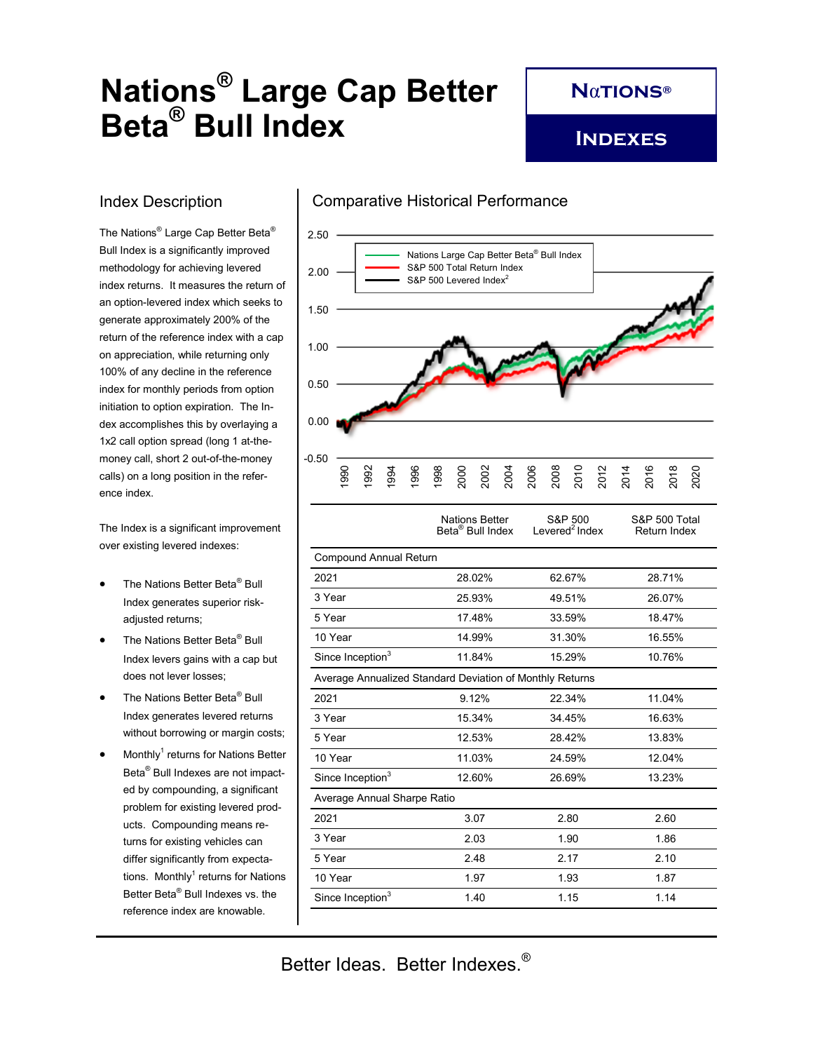# Nations® Large Cap Better Beta® Bull Index

NαTIONS® INDEXES

## Index Description

The Nations® Large Cap Better Beta® Bull Index is a significantly improved methodology for achieving levered index returns. It measures the return of an option-levered index which seeks to generate approximately 200% of the return of the reference index with a cap on appreciation, while returning only 100% of any decline in the reference index for monthly periods from option initiation to option expiration. The Index accomplishes this by overlaying a 1x2 call option spread (long 1 at-the-money call, short 2 out-of-the-money calls) on a long position in the reference index.

The Index is a significant improvement over existing levered indexes:

- The Nations Better Beta® Bull Index generates superior risk-adjusted returns;
- The Nations Better Beta® Bull Index levers gains with a cap but does not lever losses;
- The Nations Better Beta® Bull Index generates levered returns without borrowing or margin costs;
- Monthly[1] returns for Nations Better Beta® Bull Indexes are not impacted by compounding, a significant problem for existing levered products. Compounding means returns for existing vehicles can differ significantly from expectations. Monthly[1] returns for Nations Better Beta® Bull Indexes vs. the reference index are knowable.

## Comparative Historical Performance

| | Nations Better Beta® Bull Index | S&P 500 Levered[2] Index | S&P 500 Total Return Index |
|---|---|---|---|
| **Compound Annual Return** | | | |
| 2021 | 28.02% | 62.67% | 28.71% |
| 3 Year | 25.93% | 49.51% | 26.07% |
| 5 Year | 17.48% | 33.59% | 18.47% |
| 10 Year | 14.99% | 31.30% | 16.55% |
| Since Inception[3] | 11.84% | 15.29% | 10.76% |
| **Average Annualized Standard Deviation of Monthly Returns** | | | |
| 2021 | 9.12% | 22.34% | 11.04% |
| 3 Year | 15.34% | 34.45% | 16.63% |
| 5 Year | 12.53% | 28.42% | 13.83% |
| 10 Year | 11.03% | 24.59% | 12.04% |
| Since Inception[3] | 12.60% | 26.69% | 13.23% |
| **Average Annual Sharpe Ratio** | | | |
| 2021 | 3.07 | 2.80 | 2.60 |
| 3 Year | 2.03 | 1.90 | 1.86 |
| 5 Year | 2.48 | 2.17 | 2.10 |
| 10 Year | 1.97 | 1.93 | 1.87 |
| Since Inception[3] | 1.40 | 1.15 | 1.14 |

Better Ideas. Better Indexes.®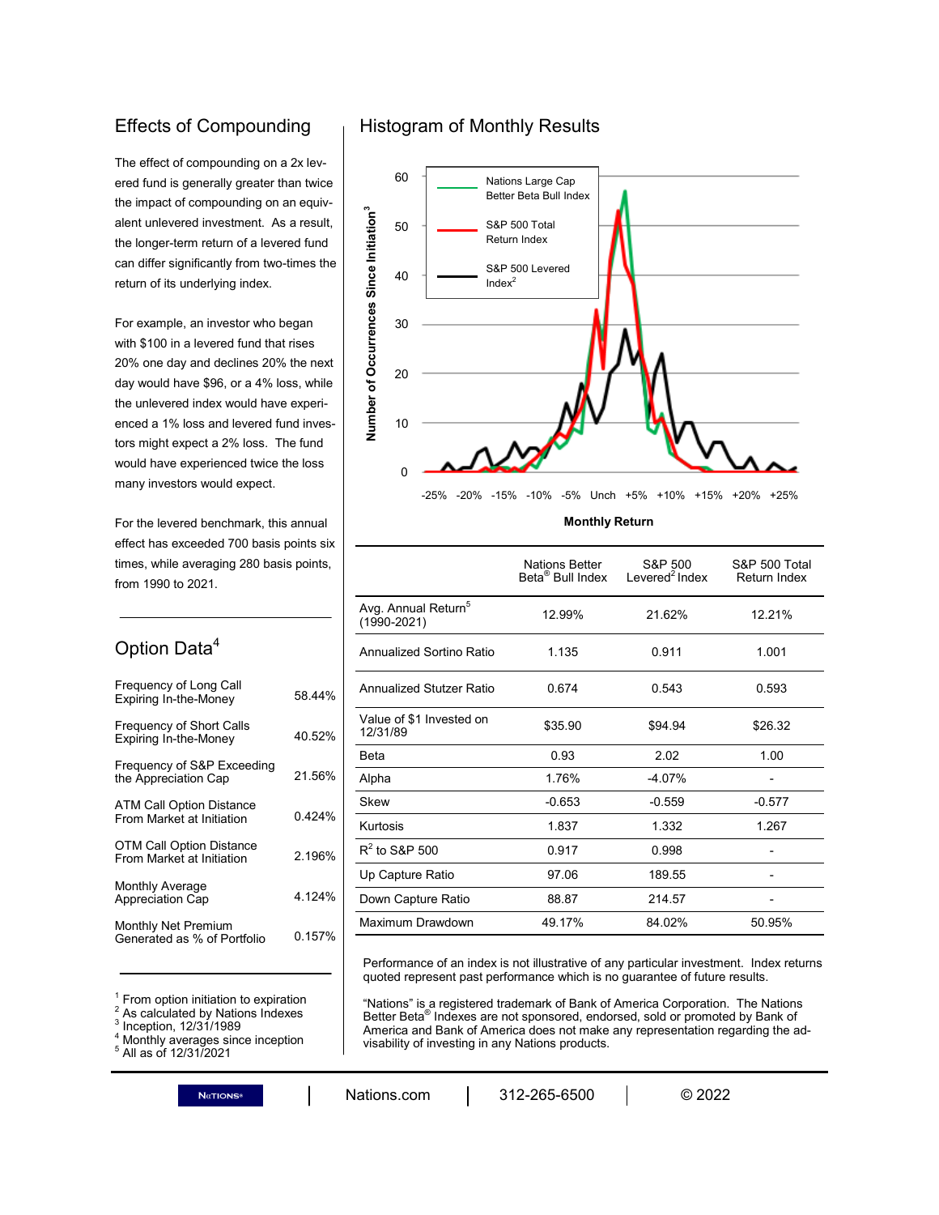## Effects of Compounding

The effect of compounding on a 2x levered fund is generally greater than twice the impact of compounding on an equivalent unlevered investment. As a result, the longer-term return of a levered fund can differ significantly from two-times the return of its underlying index.

For example, an investor who began with $100 in a levered fund that rises 20% one day and declines 20% the next day would have $96, or a 4% loss, while the unlevered index would have experienced a 1% loss and levered fund investors might expect a 2% loss. The fund would have experienced twice the loss many investors would expect.

For the levered benchmark, this annual effect has exceeded 700 basis points six times, while averaging 280 basis points, from 1990 to 2021.

## Option Data[4]

| | |
|---|---|
| Frequency of Long Call Expiring In-the-Money | 58.44% |
| Frequency of Short Calls Expiring In-the-Money | 40.52% |
| Frequency of S&P Exceeding the Appreciation Cap | 21.56% |
| ATM Call Option Distance From Market at Initiation | 0.424% |
| OTM Call Option Distance From Market at Initiation | 2.196% |
| Monthly Average Appreciation Cap | 4.124% |
| Monthly Net Premium Generated as % of Portfolio | 0.157% |

[1] From option initiation to expiration
[2] As calculated by Nations Indexes
[3] Inception, 12/31/1989
[4] Monthly averages since inception
[5] All as of 12/31/2021

## Histogram of Monthly Results

Nations Large Cap Better Beta Bull Index
S&P 500 Total Return Index
S&P 500 Levered Index[2]

Number of Occurrences Since Initiation[3]

0
10
20
30
40
50
60

-25% -20% -15% -10% -5% Unch +5% +10% +15% +20% +25%

**Monthly Return**

| | Nations Better Beta® Bull Index | S&P 500 Levered[2] Index | S&P 500 Total Return Index |
|---|---|---|---|
| Avg. Annual Return[5] (1990-2021) | 12.99% | 21.62% | 12.21% |
| Annualized Sortino Ratio | 1.135 | 0.911 | 1.001 |
| Annualized Stutzer Ratio | 0.674 | 0.543 | 0.593 |
| Value of $1 Invested on 12/31/89 | $35.90 | $94.94 | $26.32 |
| Beta | 0.93 | 2.02 | 1.00 |
| Alpha | 1.76% | -4.07% | - |
| Skew | -0.653 | -0.559 | -0.577 |
| Kurtosis | 1.837 | 1.332 | 1.267 |
| $R^2$ to S&P 500 | 0.917 | 0.998 | - |
| Up Capture Ratio | 97.06 | 189.55 | - |
| Down Capture Ratio | 88.87 | 214.57 | - |
| Maximum Drawdown | 49.17% | 84.02% | 50.95% |

Performance of an index is not illustrative of any particular investment. Index returns quoted represent past performance which is no guarantee of future results.

"Nations" is a registered trademark of Bank of America Corporation. The Nations Better Beta® Indexes are not sponsored, endorsed, sold or promoted by Bank of America and Bank of America does not make any representation regarding the advisability of investing in any Nations products.

NATIONS | Nations.com | 312-265-6500 | © 2022